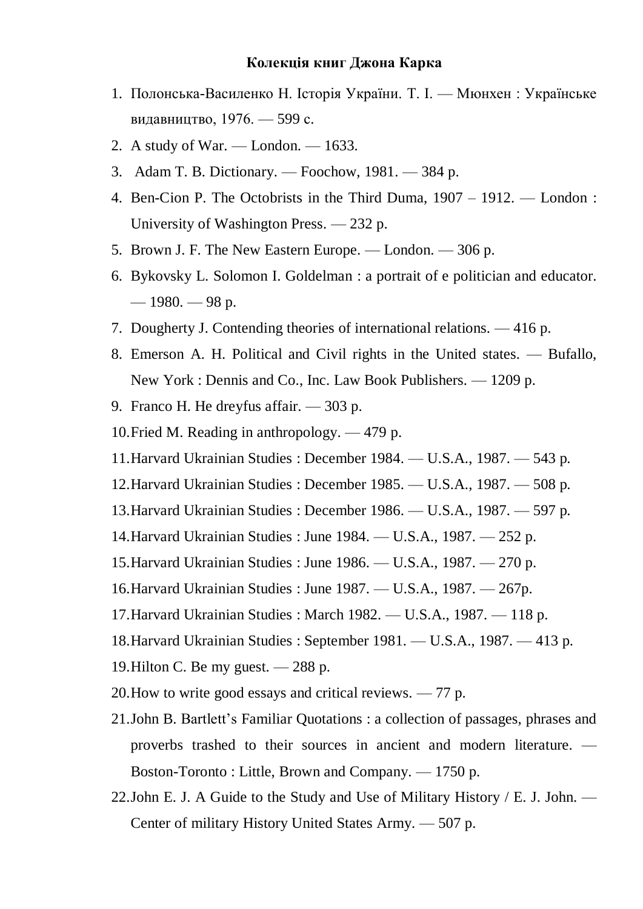**Колекція книг Джона Карка**

1. Полонська-Василенко Н. Історія України. Т. I. — Мюнхен : Українське видавництво, 1976. — 599 с.
2. A study of War. — London. — 1633.
3. Adam T. B. Dictionary. — Foochow, 1981. — 384 p.
4. Ben-Cion P. The Octobrists in the Third Duma, 1907 – 1912. — London : University of Washington Press. — 232 p.
5. Brown J. F. The New Eastern Europe. — London. — 306 p.
6. Bykovsky L. Solomon I. Goldelman : a portrait of e politician and educator. — 1980. — 98 p.
7. Dougherty J. Contending theories of international relations. — 416 p.
8. Emerson A. H. Political and Civil rights in the United states. — Bufallo, New York : Dennis and Co., Inc. Law Book Publishers. — 1209 p.
9. Franco H. He dreyfus affair. — 303 p.
10. Fried M. Reading in anthropology. — 479 p.
11. Harvard Ukrainian Studies : December 1984. — U.S.A., 1987. — 543 p.
12. Harvard Ukrainian Studies : December 1985. — U.S.A., 1987. — 508 p.
13. Harvard Ukrainian Studies : December 1986. — U.S.A., 1987. — 597 p.
14. Harvard Ukrainian Studies : June 1984. — U.S.A., 1987. — 252 p.
15. Harvard Ukrainian Studies : June 1986. — U.S.A., 1987. — 270 p.
16. Harvard Ukrainian Studies : June 1987. — U.S.A., 1987. — 267p.
17. Harvard Ukrainian Studies : March 1982. — U.S.A., 1987. — 118 p.
18. Harvard Ukrainian Studies : September 1981. — U.S.A., 1987. — 413 p.
19. Hilton C. Be my guest. — 288 p.
20. How to write good essays and critical reviews. — 77 p.
21. John B. Bartlett's Familiar Quotations : a collection of passages, phrases and proverbs trashed to their sources in ancient and modern literature. — Boston-Toronto : Little, Brown and Company. — 1750 p.
22. John E. J. A Guide to the Study and Use of Military History / E. J. John. — Center of military History United States Army. — 507 p.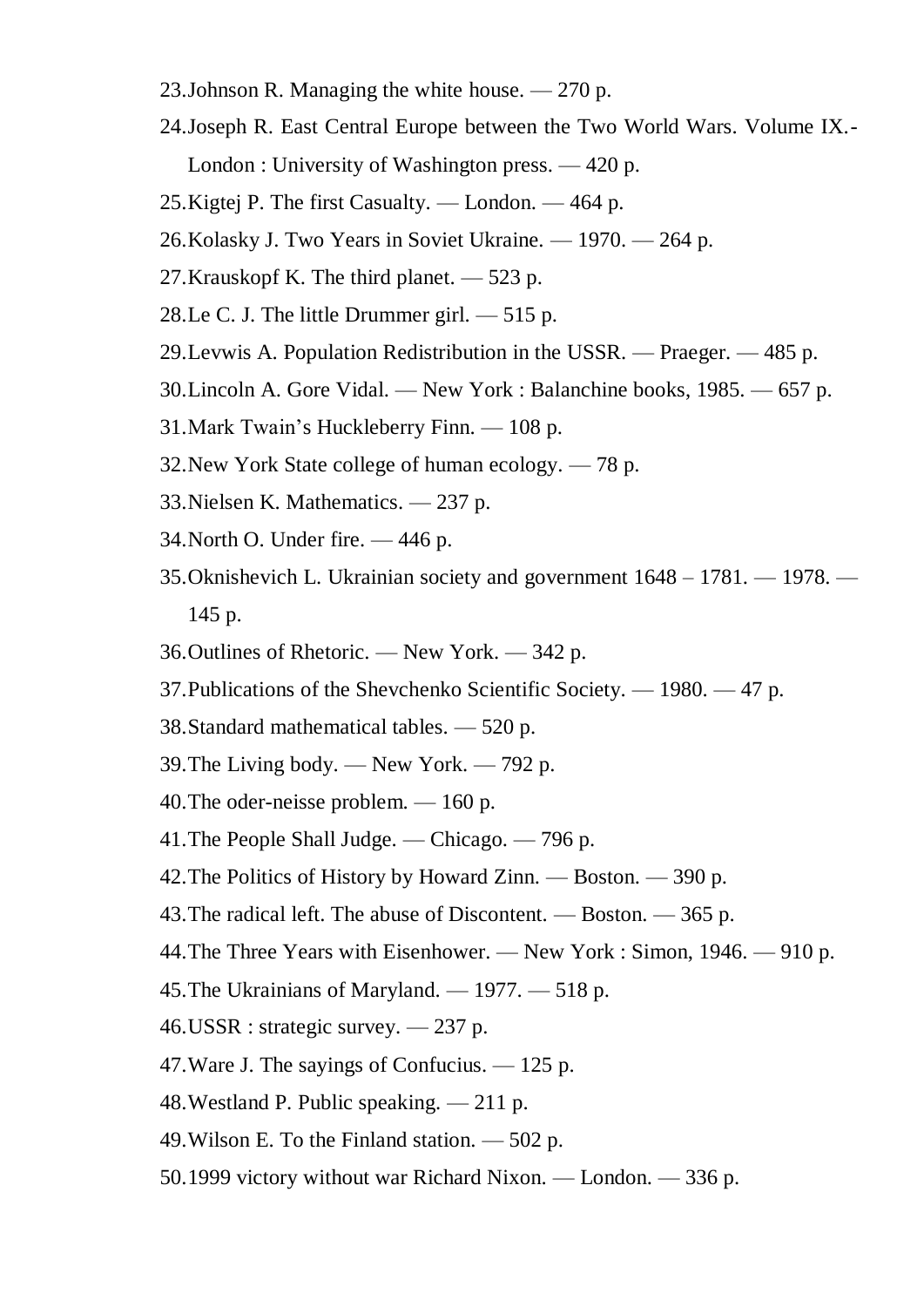23. Johnson R. Managing the white house. — 270 p.
24. Joseph R. East Central Europe between the Two World Wars. Volume IX.- London : University of Washington press. — 420 p.
25. Kigtej P. The first Casualty. — London. — 464 p.
26. Kolasky J. Two Years in Soviet Ukraine. — 1970. — 264 p.
27. Krauskopf K. The third planet. — 523 p.
28. Le C. J. The little Drummer girl. — 515 p.
29. Levwis A. Population Redistribution in the USSR. — Praeger. — 485 p.
30. Lincoln A. Gore Vidal. — New York : Balanchine books, 1985. — 657 p.
31. Mark Twain's Huckleberry Finn. — 108 p.
32. New York State college of human ecology. — 78 p.
33. Nielsen K. Mathematics. — 237 p.
34. North O. Under fire. — 446 p.
35. Oknishevich L. Ukrainian society and government 1648 – 1781. — 1978. — 145 p.
36. Outlines of Rhetoric. — New York. — 342 p.
37. Publications of the Shevchenko Scientific Society. — 1980. — 47 p.
38. Standard mathematical tables. — 520 p.
39. The Living body. — New York. — 792 p.
40. The oder-neisse problem. — 160 p.
41. The People Shall Judge. — Chicago. — 796 p.
42. The Politics of History by Howard Zinn. — Boston. — 390 p.
43. The radical left. The abuse of Discontent. — Boston. — 365 p.
44. The Three Years with Eisenhower. — New York : Simon, 1946. — 910 p.
45. The Ukrainians of Maryland. — 1977. — 518 p.
46. USSR : strategic survey. — 237 p.
47. Ware J. The sayings of Confucius. — 125 p.
48. Westland P. Public speaking. — 211 p.
49. Wilson E. To the Finland station. — 502 p.
50. 1999 victory without war Richard Nixon. — London. — 336 p.